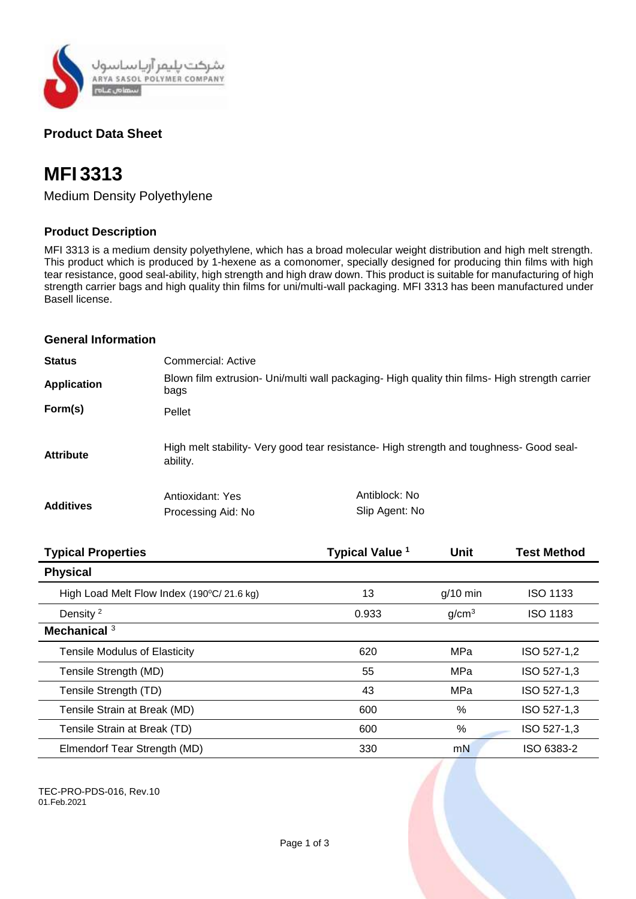شرکت پلیمر آریاساسول
ARYA SASOL POLYMER COMPANY
سهامی عام

## Product Data Sheet

# MFI 3313

Medium Density Polyethylene

### Product Description

MFI 3313 is a medium density polyethylene, which has a broad molecular weight distribution and high melt strength. This product which is produced by 1-hexene as a comonomer, specially designed for producing thin films with high tear resistance, good seal-ability, high strength and high draw down. This product is suitable for manufacturing of high strength carrier bags and high quality thin films for uni/multi-wall packaging. MFI 3313 has been manufactured under Basell license.

### General Information

| | | |
|---|---|---|
| **Status** | Commercial: Active | |
| **Application** | Blown film extrusion- Uni/multi wall packaging- High quality thin films- High strength carrier bags | |
| **Form(s)** | Pellet | |
| **Attribute** | High melt stability- Very good tear resistance- High strength and toughness- Good seal-ability. | |
| **Additives** | Antioxidant: Yes<br>Processing Aid: No | Antiblock: No<br>Slip Agent: No |

| Typical Properties | Typical Value [1] | Unit | Test Method |
|---|---|---|---|
| **Physical** | | | |
| High Load Melt Flow Index (190ºC/ 21.6 kg) | 13 | g/10 min | ISO 1133 |
| Density [2] | 0.933 | $g/cm^3$ | ISO 1183 |
| **Mechanical** [3] | | | |
| Tensile Modulus of Elasticity | 620 | MPa | ISO 527-1,2 |
| Tensile Strength (MD) | 55 | MPa | ISO 527-1,3 |
| Tensile Strength (TD) | 43 | MPa | ISO 527-1,3 |
| Tensile Strain at Break (MD) | 600 | % | ISO 527-1,3 |
| Tensile Strain at Break (TD) | 600 | % | ISO 527-1,3 |
| Elmendorf Tear Strength (MD) | 330 | mN | ISO 6383-2 |

TEC-PRO-PDS-016, Rev.10
01.Feb.2021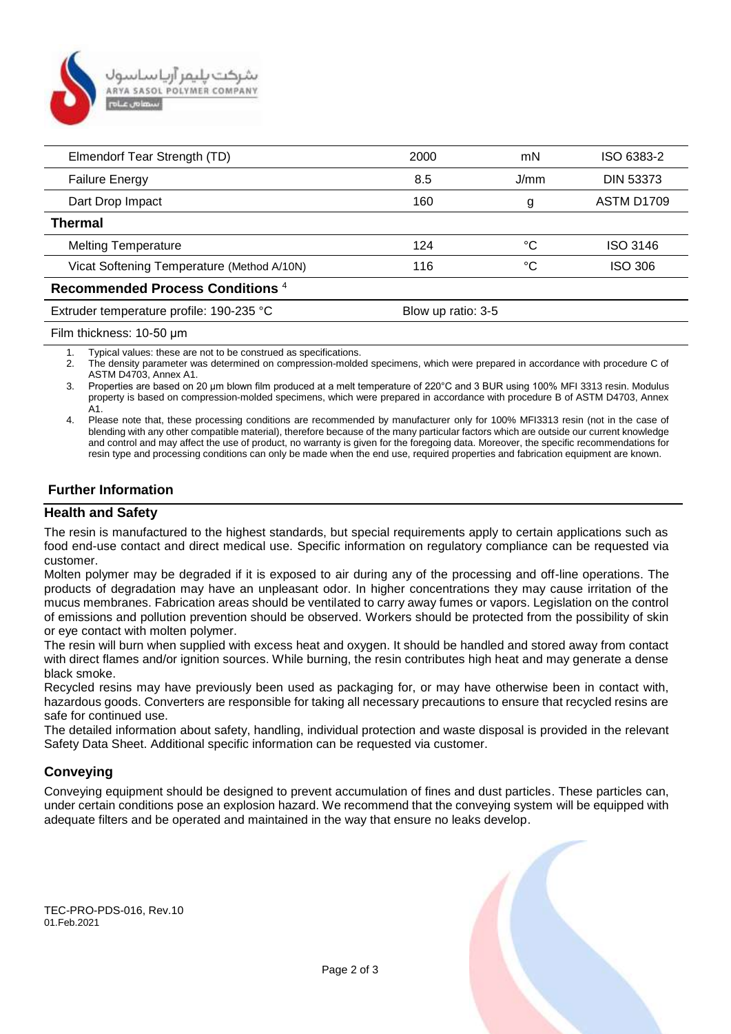| | | | |
|---|---|---|---|
| Elmendorf Tear Strength (TD) | 2000 | mN | ISO 6383-2 |
| Failure Energy | 8.5 | J/mm | DIN 53373 |
| Dart Drop Impact | 160 | g | ASTM D1709 |
| **Thermal** | | | |
| Melting Temperature | 124 | °C | ISO 3146 |
| Vicat Softening Temperature (Method A/10N) | 116 | °C | ISO 306 |
| **Recommended Process Conditions** [4] | | | |
| Extruder temperature profile: 190-235 °C | Blow up ratio: 3-5 | | |
| Film thickness: 10-50 µm | | | |

1. Typical values: these are not to be construed as specifications.
2. The density parameter was determined on compression-molded specimens, which were prepared in accordance with procedure C of ASTM D4703, Annex A1.
3. Properties are based on 20 µm blown film produced at a melt temperature of 220°C and 3 BUR using 100% MFI 3313 resin. Modulus property is based on compression-molded specimens, which were prepared in accordance with procedure B of ASTM D4703, Annex A1.
4. Please note that, these processing conditions are recommended by manufacturer only for 100% MFI3313 resin (not in the case of blending with any other compatible material), therefore because of the many particular factors which are outside our current knowledge and control and may affect the use of product, no warranty is given for the foregoing data. Moreover, the specific recommendations for resin type and processing conditions can only be made when the end use, required properties and fabrication equipment are known.

## Further Information

### Health and Safety

The resin is manufactured to the highest standards, but special requirements apply to certain applications such as food end-use contact and direct medical use. Specific information on regulatory compliance can be requested via customer.

Molten polymer may be degraded if it is exposed to air during any of the processing and off-line operations. The products of degradation may have an unpleasant odor. In higher concentrations they may cause irritation of the mucus membranes. Fabrication areas should be ventilated to carry away fumes or vapors. Legislation on the control of emissions and pollution prevention should be observed. Workers should be protected from the possibility of skin or eye contact with molten polymer.

The resin will burn when supplied with excess heat and oxygen. It should be handled and stored away from contact with direct flames and/or ignition sources. While burning, the resin contributes high heat and may generate a dense black smoke.

Recycled resins may have previously been used as packaging for, or may have otherwise been in contact with, hazardous goods. Converters are responsible for taking all necessary precautions to ensure that recycled resins are safe for continued use.

The detailed information about safety, handling, individual protection and waste disposal is provided in the relevant Safety Data Sheet. Additional specific information can be requested via customer.

### Conveying

Conveying equipment should be designed to prevent accumulation of fines and dust particles. These particles can, under certain conditions pose an explosion hazard. We recommend that the conveying system will be equipped with adequate filters and be operated and maintained in the way that ensure no leaks develop.

TEC-PRO-PDS-016, Rev.10
01.Feb.2021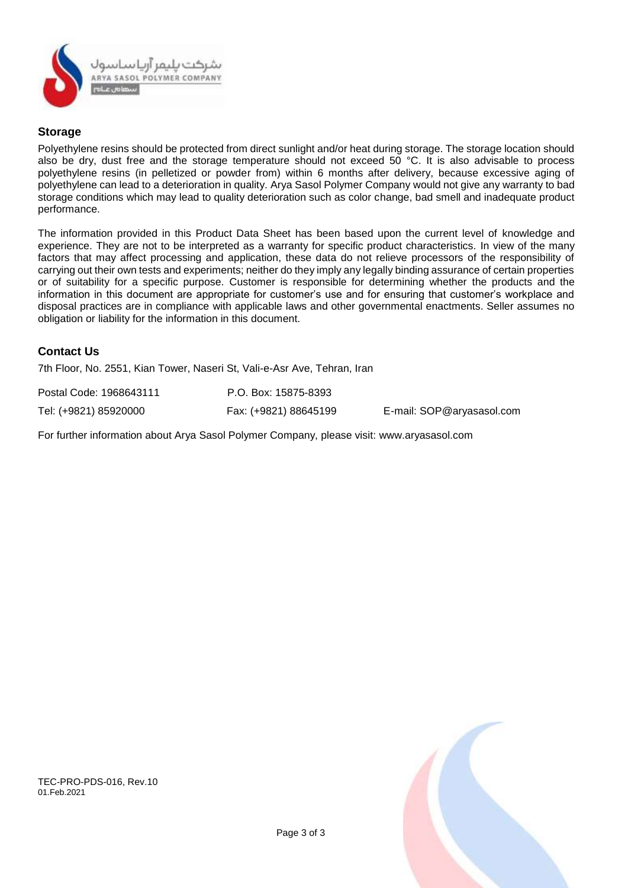## Storage

Polyethylene resins should be protected from direct sunlight and/or heat during storage. The storage location should also be dry, dust free and the storage temperature should not exceed 50 °C. It is also advisable to process polyethylene resins (in pelletized or powder from) within 6 months after delivery, because excessive aging of polyethylene can lead to a deterioration in quality. Arya Sasol Polymer Company would not give any warranty to bad storage conditions which may lead to quality deterioration such as color change, bad smell and inadequate product performance.

The information provided in this Product Data Sheet has been based upon the current level of knowledge and experience. They are not to be interpreted as a warranty for specific product characteristics. In view of the many factors that may affect processing and application, these data do not relieve processors of the responsibility of carrying out their own tests and experiments; neither do they imply any legally binding assurance of certain properties or of suitability for a specific purpose. Customer is responsible for determining whether the products and the information in this document are appropriate for customer's use and for ensuring that customer's workplace and disposal practices are in compliance with applicable laws and other governmental enactments. Seller assumes no obligation or liability for the information in this document.

## Contact Us

7th Floor, No. 2551, Kian Tower, Naseri St, Vali-e-Asr Ave, Tehran, Iran

| | | |
|---|---|---|
| Postal Code: 1968643111 | P.O. Box: 15875-8393 | |
| Tel: (+9821) 85920000 | Fax: (+9821) 88645199 | E-mail: SOP@aryasasol.com |

For further information about Arya Sasol Polymer Company, please visit: www.aryasasol.com

TEC-PRO-PDS-016, Rev.10
01.Feb.2021